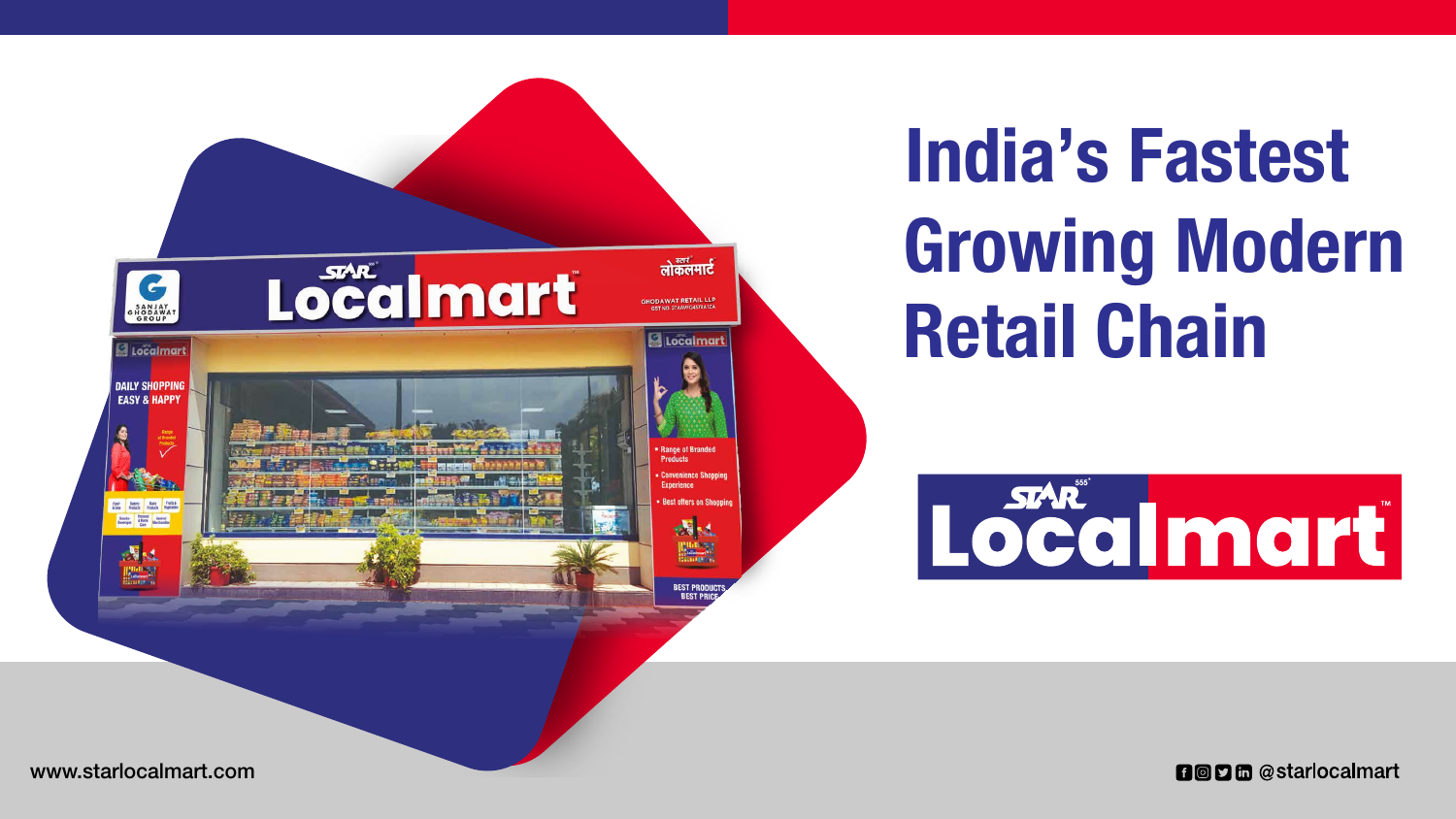# India's Fastest Growing Modern Retail Chain

STAR Localmart

www.starlocalmart.com

@starlocalmart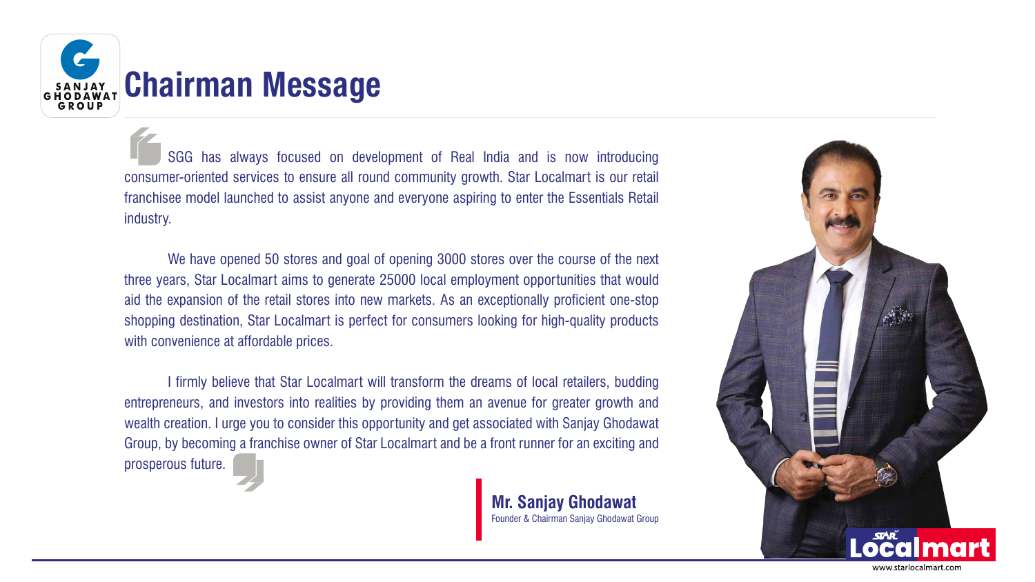# Chairman Message

SGG has always focused on development of Real India and is now introducing consumer-oriented services to ensure all round community growth. Star Localmart is our retail franchisee model launched to assist anyone and everyone aspiring to enter the Essentials Retail industry.

We have opened 50 stores and goal of opening 3000 stores over the course of the next three years, Star Localmart aims to generate 25000 local employment opportunities that would aid the expansion of the retail stores into new markets. As an exceptionally proficient one-stop shopping destination, Star Localmart is perfect for consumers looking for high-quality products with convenience at affordable prices.

I firmly believe that Star Localmart will transform the dreams of local retailers, budding entrepreneurs, and investors into realities by providing them an avenue for greater growth and wealth creation. I urge you to consider this opportunity and get associated with Sanjay Ghodawat Group, by becoming a franchise owner of Star Localmart and be a front runner for an exciting and prosperous future.

**Mr. Sanjay Ghodawat**
Founder & Chairman Sanjay Ghodawat Group

www.starlocalmart.com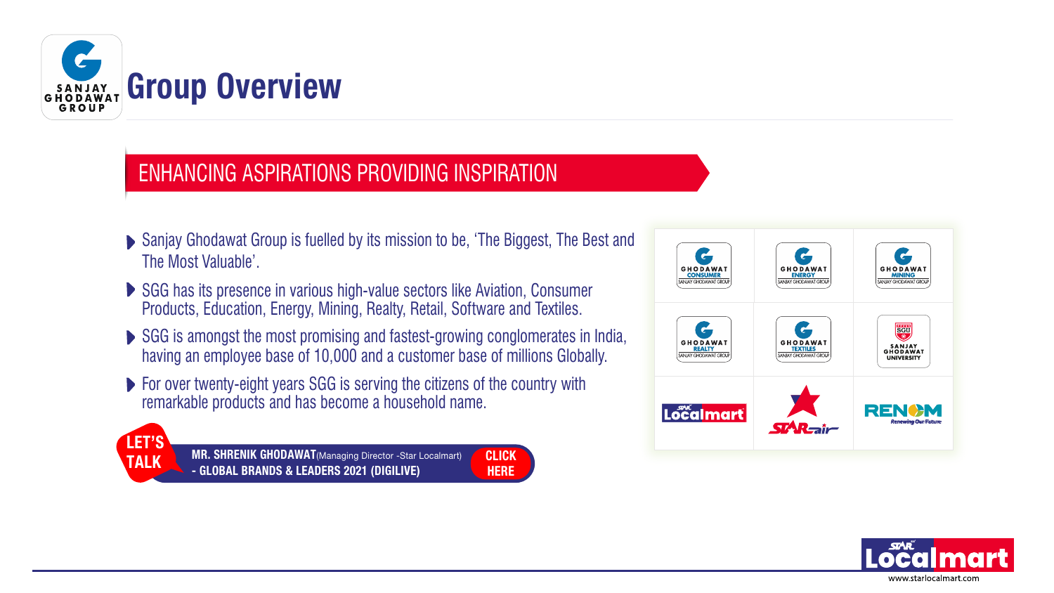# Group Overview

## ENHANCING ASPIRATIONS PROVIDING INSPIRATION

- Sanjay Ghodawat Group is fuelled by its mission to be, 'The Biggest, The Best and The Most Valuable'.
- SGG has its presence in various high-value sectors like Aviation, Consumer Products, Education, Energy, Mining, Realty, Retail, Software and Textiles.
- SGG is amongst the most promising and fastest-growing conglomerates in India, having an employee base of 10,000 and a customer base of millions Globally.
- For over twenty-eight years SGG is serving the citizens of the country with remarkable products and has become a household name.

LET'S TALK

**MR. SHRENIK GHODAWAT** (Managing Director -Star Localmart) **- GLOBAL BRANDS & LEADERS 2021 (DIGILIVE)**

**CLICK HERE**

| | | |
|---|---|---|
| GHODAWAT CONSUMER | GHODAWAT ENERGY | GHODAWAT MINING |
| GHODAWAT REALTY | GHODAWAT TEXTILES | SANJAY GHODAWAT UNIVERSITY |
| STAR Localmart | STAR air | RENOM Renewing Our Future |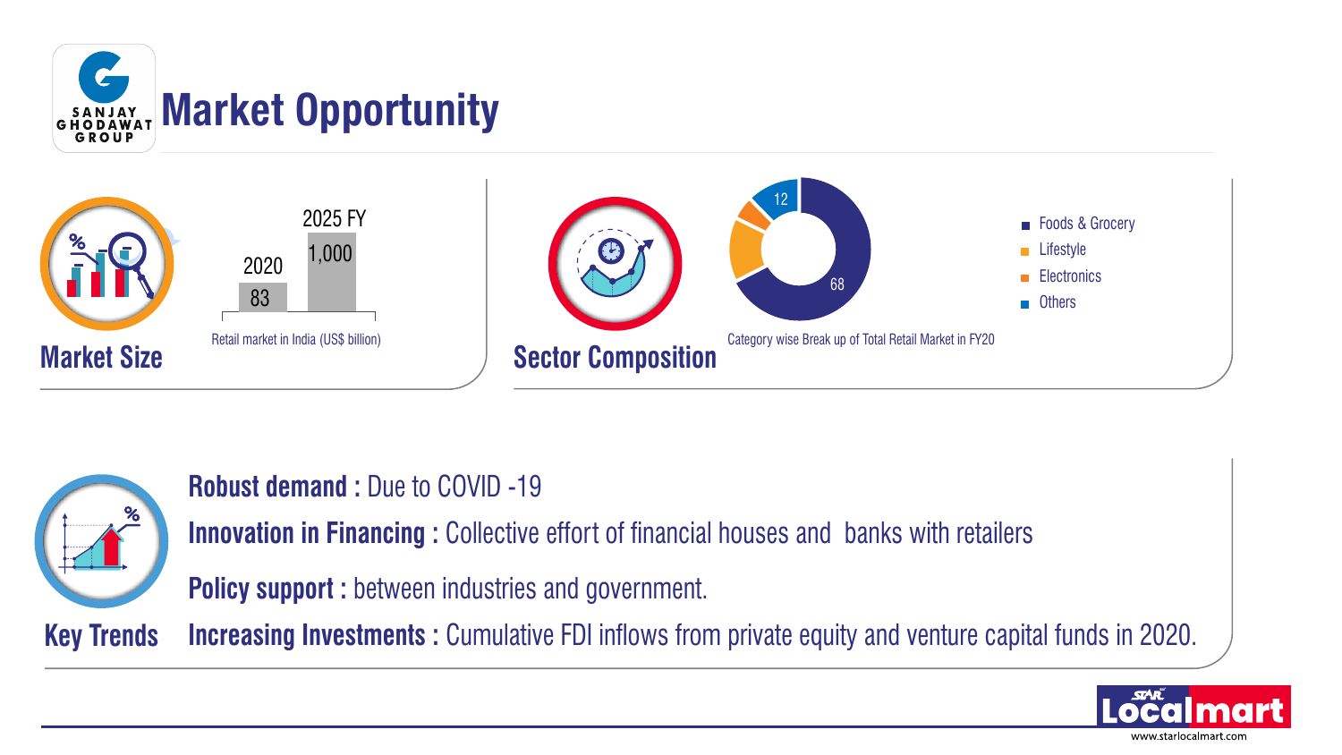# Market Opportunity

## Market Size

| 2020 | 2025 FY |
| --- | --- |
| 83 | 1,000 |

Retail market in India (US$ billion)

## Sector Composition

- Foods & Grocery: 68
- Lifestyle
- Electronics
- Others: 12

Category wise Break up of Total Retail Market in FY20

## Key Trends

**Robust demand :** Due to COVID -19

**Innovation in Financing :** Collective effort of financial houses and banks with retailers

**Policy support :** between industries and government.

**Increasing Investments :** Cumulative FDI inflows from private equity and venture capital funds in 2020.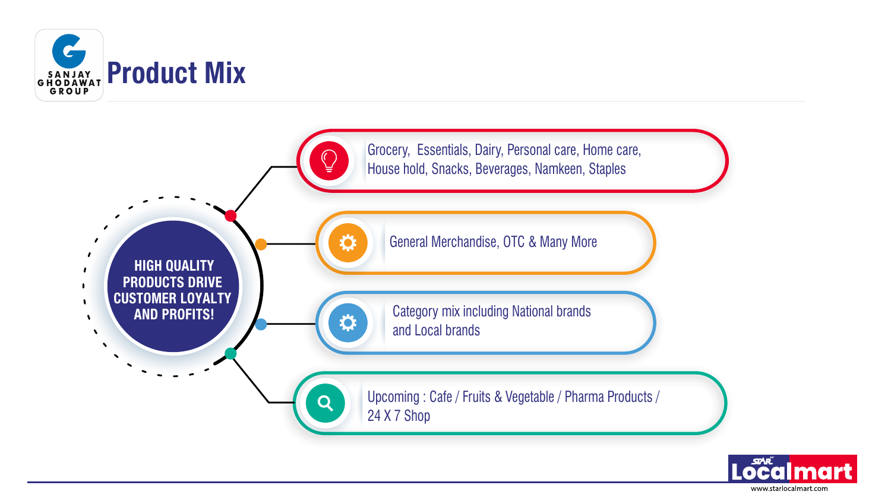# Product Mix

**HIGH QUALITY PRODUCTS DRIVE CUSTOMER LOYALTY AND PROFITS!**

- Grocery, Essentials, Dairy, Personal care, Home care, House hold, Snacks, Beverages, Namkeen, Staples
- General Merchandise, OTC & Many More
- Category mix including National brands and Local brands
- Upcoming : Cafe / Fruits & Vegetable / Pharma Products / 24 X 7 Shop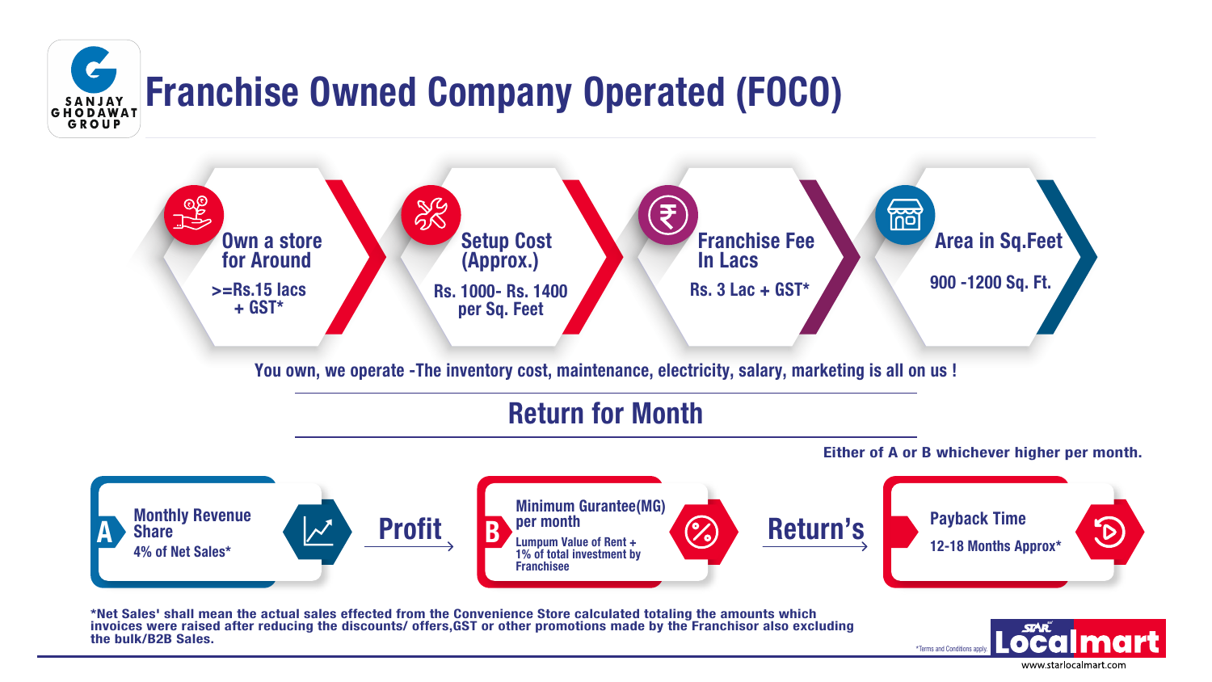# Franchise Owned Company Operated (FOCO)

SANJAY GHODAWAT GROUP

**Own a store for Around**
>=Rs.15 lacs + GST*

**Setup Cost (Approx.)**
Rs. 1000- Rs. 1400 per Sq. Feet

**Franchise Fee In Lacs**
Rs. 3 Lac + GST*

**Area in Sq.Feet**
900 -1200 Sq. Ft.

You own, we operate -The inventory cost, maintenance, electricity, salary, marketing is all on us !

## Return for Month

Either of A or B whichever higher per month.

**A — Monthly Revenue Share**
4% of Net Sales*

**Profit →**

**B — Minimum Gurantee(MG) per month**
Lumpum Value of Rent + 1% of total investment by Franchisee

**Return's →**

**Payback Time**
12-18 Months Approx*

*Net Sales' shall mean the actual sales effected from the Convenience Store calculated totaling the amounts which invoices were raised after reducing the discounts/ offers,GST or other promotions made by the Franchisor also excluding the bulk/B2B Sales.

*Terms and Conditions apply.

STAR Localmart
www.starlocalmart.com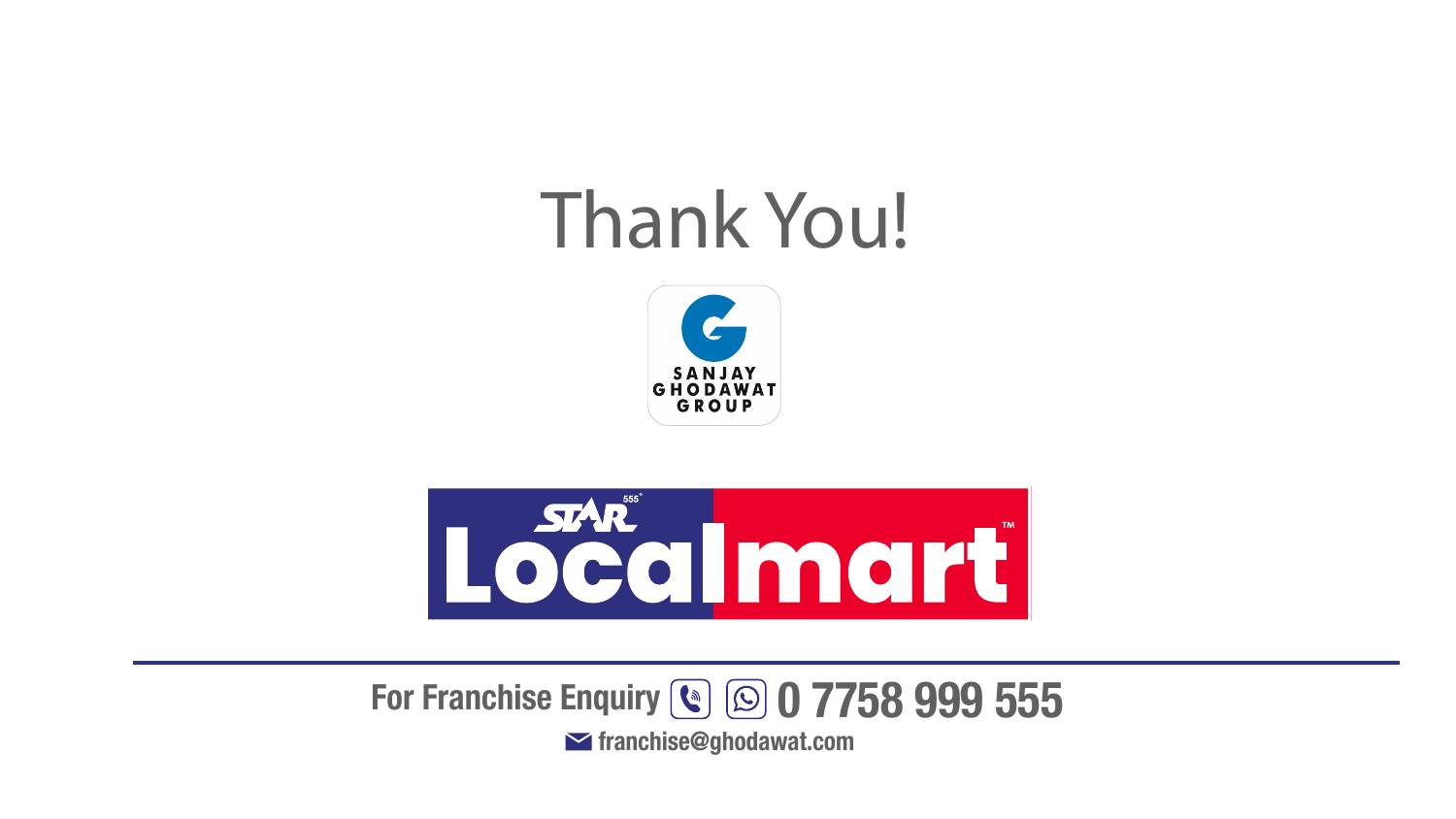# Thank You!

SANJAY GHODAWAT GROUP

STAR 555 Localmart™

For Franchise Enquiry 0 7758 999 555

franchise@ghodawat.com